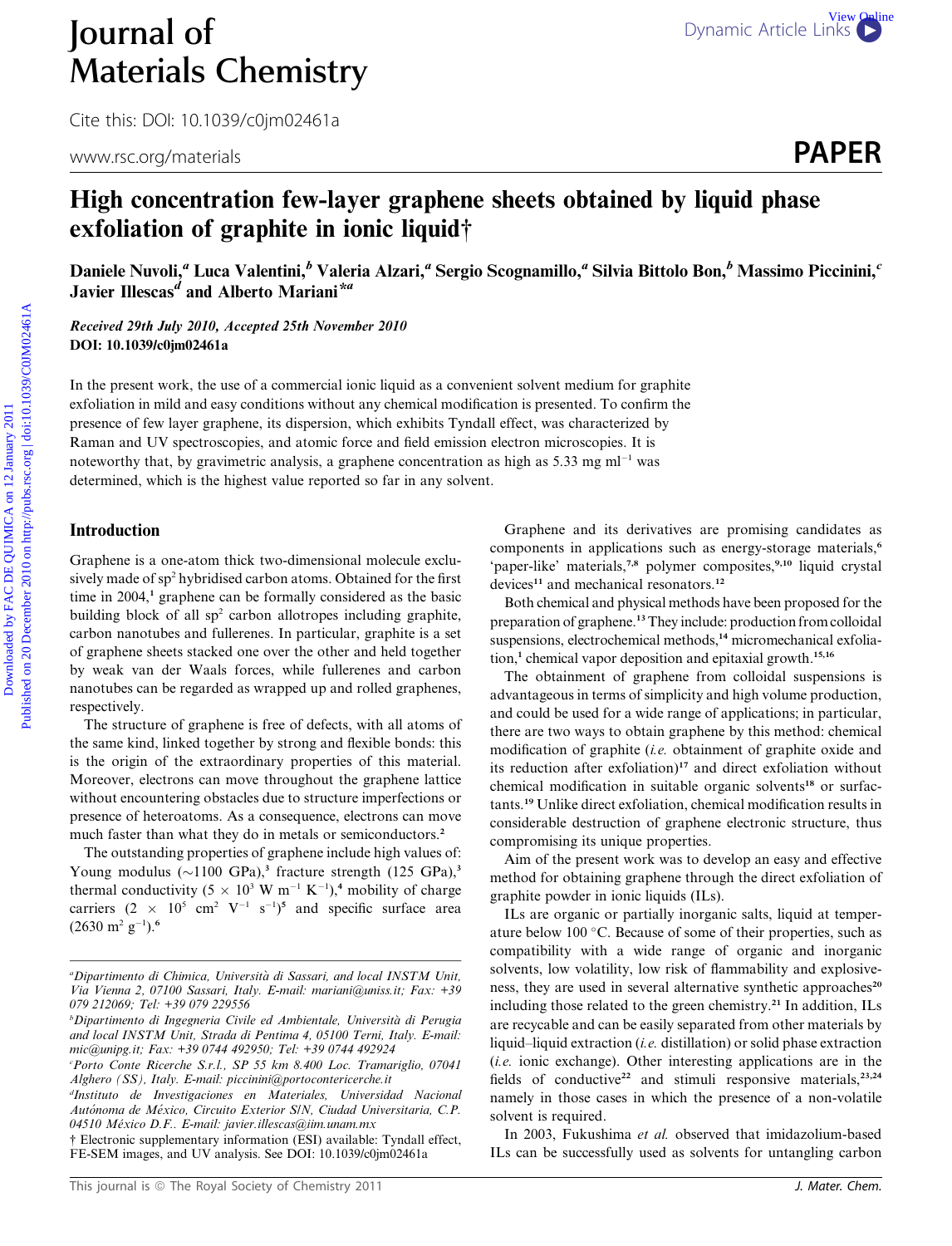# High concentration few-layer graphene sheets obtained by liquid phase exfoliation of graphite in ionic liquid†

Daniele Nuvoli,[a] Luca Valentini,[b] Valeria Alzari,[a] Sergio Scognamillo,[a] Silvia Bittolo Bon,[b] Massimo Piccinini,[c] Javier Illescas[d] and Alberto Mariani*[a]

*Received 29th July 2010, Accepted 25th November 2010*
**DOI: 10.1039/c0jm02461a**

In the present work, the use of a commercial ionic liquid as a convenient solvent medium for graphite exfoliation in mild and easy conditions without any chemical modification is presented. To confirm the presence of few layer graphene, its dispersion, which exhibits Tyndall effect, was characterized by Raman and UV spectroscopies, and atomic force and field emission electron microscopes. It is noteworthy that, by gravimetric analysis, a graphene concentration as high as 5.33 mg ml$^{-1}$ was determined, which is the highest value reported so far in any solvent.

## Introduction

Graphene is a one-atom thick two-dimensional molecule exclusively made of sp$^2$ hybridised carbon atoms. Obtained for the first time in 2004,[1] graphene can be formally considered as the basic building block of all sp$^2$ carbon allotropes including graphite, carbon nanotubes and fullerenes. In particular, graphite is a set of graphene sheets stacked one over the other and held together by weak van der Waals forces, while fullerenes and carbon nanotubes can be regarded as wrapped up and rolled graphenes, respectively.

The structure of graphene is free of defects, with all atoms of the same kind, linked together by strong and flexible bonds: this is the origin of the extraordinary properties of this material. Moreover, electrons can move throughout the graphene lattice without encountering obstacles due to structure imperfections or presence of heteroatoms. As a consequence, electrons can move much faster than what they do in metals or semiconductors.[2]

The outstanding properties of graphene include high values of: Young modulus (~1100 GPa),[3] fracture strength (125 GPa),[3] thermal conductivity ($5 \times 10^3$ W m$^{-1}$ K$^{-1}$),[4] mobility of charge carriers ($2 \times 10^5$ cm$^2$ V$^{-1}$ s$^{-1}$)[5] and specific surface area (2630 m$^2$ g$^{-1}$).[6]

Graphene and its derivatives are promising candidates as components in applications such as energy-storage materials,[6] 'paper-like' materials,[7,8] polymer composites,[9,10] liquid crystal devices[11] and mechanical resonators.[12]

Both chemical and physical methods have been proposed for the preparation of graphene.[13] They include: production from colloidal suspensions, electrochemical methods,[14] micromechanical exfoliation,[1] chemical vapor deposition and epitaxial growth.[15,16]

The obtainment of graphene from colloidal suspensions is advantageous in terms of simplicity and high volume production, and could be used for a wide range of applications; in particular, there are two ways to obtain graphene by this method: chemical modification of graphite (*i.e.* obtainment of graphite oxide and its reduction after exfoliation)[17] and direct exfoliation without chemical modification in suitable organic solvents[18] or surfactants.[19] Unlike direct exfoliation, chemical modification results in considerable destruction of graphene electronic structure, thus compromising its unique properties.

Aim of the present work was to develop an easy and effective method for obtaining graphene through the direct exfoliation of graphite powder in ionic liquids (ILs).

ILs are organic or partially inorganic salts, liquid at temperature below 100 °C. Because of some of their properties, such as compatibility with a wide range of organic and inorganic solvents, low volatility, low risk of flammability and explosiveness, they are used in several alternative synthetic approaches[20] including those related to the green chemistry.[21] In addition, ILs are recycable and can be easily separated from other materials by liquid–liquid extraction (*i.e.* distillation) or solid phase extraction (*i.e.* ionic exchange). Other interesting applications are in the fields of conductive[22] and stimuli responsive materials,[23,24] namely in those cases in which the presence of a non-volatile solvent is required.

In 2003, Fukushima *et al.* observed that imidazolium-based ILs can be successfully used as solvents for untangling carbon

---

[a] Dipartimento di Chimica, Università di Sassari, and local INSTM Unit, Via Vienna 2, 07100 Sassari, Italy. E-mail: mariani@uniss.it; Fax: +39 079 212069; Tel: +39 079 229556

[b] Dipartimento di Ingegneria Civile ed Ambientale, Università di Perugia and local INSTM Unit, Strada di Pentima 4, 05100 Terni, Italy. E-mail: mic@unipg.it; Fax: +39 0744 492950; Tel: +39 0744 492924

[c] Porto Conte Ricerche S.r.l., SP 55 km 8.400 Loc. Tramariglio, 07041 Alghero (SS), Italy. E-mail: piccinini@portocontericerche.it

[d] Instituto de Investigaciones en Materiales, Universidad Nacional Autónoma de México, Circuito Exterior S/N, Ciudad Universitaria, C.P. 04510 México D.F.. E-mail: javier.illescas@iim.unam.mx

† Electronic supplementary information (ESI) available: Tyndall effect, FE-SEM images, and UV analysis. See DOI: 10.1039/c0jm02461a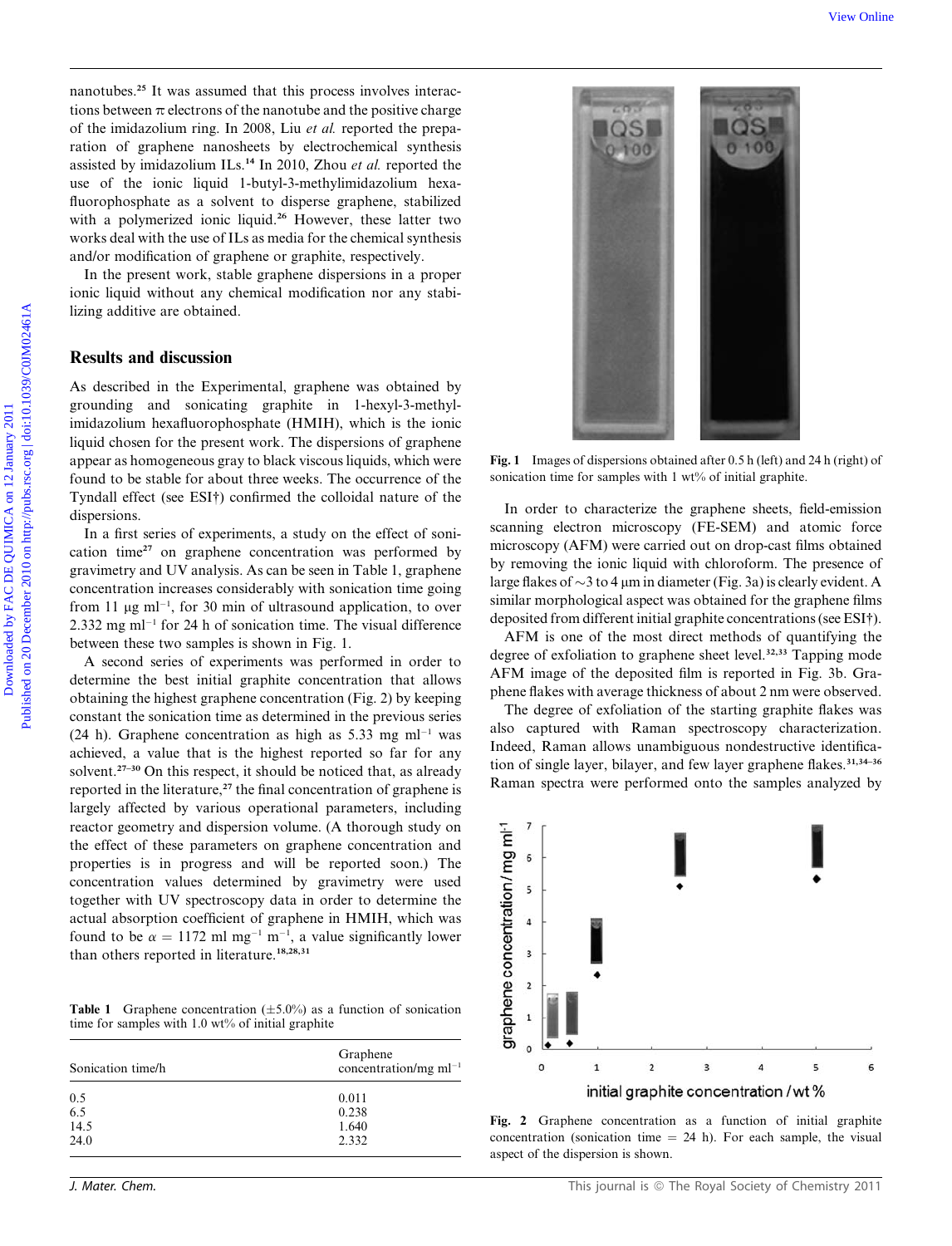nanotubes.[25] It was assumed that this process involves interactions between π electrons of the nanotube and the positive charge of the imidazolium ring. In 2008, Liu *et al.* reported the preparation of graphene nanosheets by electrochemical synthesis assisted by imidazolium ILs.[14] In 2010, Zhou *et al.* reported the use of the ionic liquid 1-butyl-3-methylimidazolium hexafluorophosphate as a solvent to disperse graphene, stabilized with a polymerized ionic liquid.[26] However, these latter two works deal with the use of ILs as media for the chemical synthesis and/or modification of graphene or graphite, respectively.

In the present work, stable graphene dispersions in a proper ionic liquid without any chemical modification nor any stabilizing additive are obtained.

## Results and discussion

As described in the Experimental, graphene was obtained by grounding and sonicating graphite in 1-hexyl-3-methylimidazolium hexafluorophosphate (HMIH), which is the ionic liquid chosen for the present work. The dispersions of graphene appear as homogeneous gray to black viscous liquids, which were found to be stable for about three weeks. The occurrence of the Tyndall effect (see ESI†) confirmed the colloidal nature of the dispersions.

In a first series of experiments, a study on the effect of sonication time[27] on graphene concentration was performed by gravimetry and UV analysis. As can be seen in Table 1, graphene concentration increases considerably with sonication time going from 11 μg ml$^{-1}$, for 30 min of ultrasound application, to over 2.332 mg ml$^{-1}$ for 24 h of sonication time. The visual difference between these two samples is shown in Fig. 1.

A second series of experiments was performed in order to determine the best initial graphite concentration that allows obtaining the highest graphene concentration (Fig. 2) by keeping constant the sonication time as determined in the previous series (24 h). Graphene concentration as high as 5.33 mg ml$^{-1}$ was achieved, a value that is the highest reported so far for any solvent.[27–30] On this respect, it should be noticed that, as already reported in the literature,[27] the final concentration of graphene is largely affected by various operational parameters, including reactor geometry and dispersion volume. (A thorough study on the effect of these parameters on graphene concentration and properties is in progress and will be reported soon.) The concentration values determined by gravimetry were used together with UV spectroscopy data in order to determine the actual absorption coefficient of graphene in HMIH, which was found to be $\alpha$ = 1172 ml mg$^{-1}$ m$^{-1}$, a value significantly lower than others reported in literature.[18,28,31]

Table 1 Graphene concentration (±5.0%) as a function of sonication time for samples with 1.0 wt% of initial graphite

| Sonication time/h | Graphene concentration/mg ml$^{-1}$ |
|---|---|
| 0.5 | 0.011 |
| 6.5 | 0.238 |
| 14.5 | 1.640 |
| 24.0 | 2.332 |

**Fig. 1** Images of dispersions obtained after 0.5 h (left) and 24 h (right) of sonication time for samples with 1 wt% of initial graphite.

In order to characterize the graphene sheets, field-emission scanning electron microscopy (FE-SEM) and atomic force microscopy (AFM) were carried out on drop-cast films obtained by removing the ionic liquid with chloroform. The presence of large flakes of ~3 to 4 μm in diameter (Fig. 3a) is clearly evident. A similar morphological aspect was obtained for the graphene films deposited from different initial graphite concentrations (see ESI†).

AFM is one of the most direct methods of quantifying the degree of exfoliation to graphene sheet level.[32,33] Tapping mode AFM image of the deposited film is reported in Fig. 3b. Graphene flakes with average thickness of about 2 nm were observed.

The degree of exfoliation of the starting graphite flakes was also captured with Raman spectroscopy characterization. Indeed, Raman allows unambiguous nondestructive identification of single layer, bilayer, and few layer graphene flakes.[31,34–36] Raman spectra were performed onto the samples analyzed by

**Fig. 2** Graphene concentration as a function of initial graphite concentration (sonication time = 24 h). For each sample, the visual aspect of the dispersion is shown.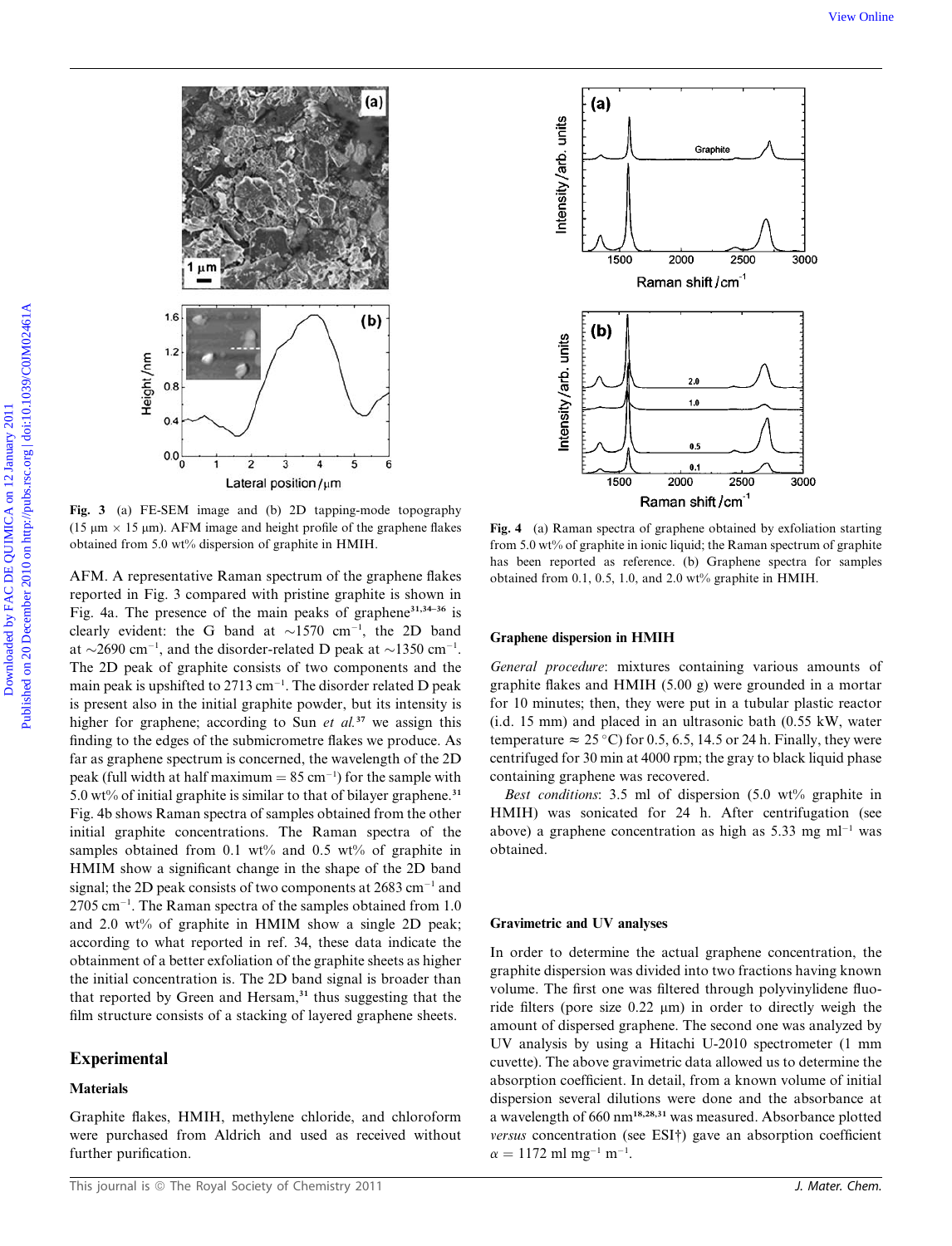Fig. 3 (a) FE-SEM image and (b) 2D tapping-mode topography (15 μm × 15 μm). AFM image and height profile of the graphene flakes obtained from 5.0 wt% dispersion of graphite in HMIH.

Fig. 4 (a) Raman spectra of graphene obtained by exfoliation starting from 5.0 wt% of graphite in ionic liquid; the Raman spectrum of graphite has been reported as reference. (b) Graphene spectra for samples obtained from 0.1, 0.5, 1.0, and 2.0 wt% graphite in HMIH.

AFM. A representative Raman spectrum of the graphene flakes reported in Fig. 3 compared with pristine graphite is shown in Fig. 4a. The presence of the main peaks of graphene[31,34–36] is clearly evident: the G band at ~1570 cm$^{-1}$, the 2D band at ~2690 cm$^{-1}$, and the disorder-related D peak at ~1350 cm$^{-1}$. The 2D peak of graphite consists of two components and the main peak is upshifted to 2713 cm$^{-1}$. The disorder related D peak is present also in the initial graphite powder, but its intensity is higher for graphene; according to Sun *et al.*[37] we assign this finding to the edges of the submicrometre flakes we produce. As far as graphene spectrum is concerned, the wavelength of the 2D peak (full width at half maximum = 85 cm$^{-1}$) for the sample with 5.0 wt% of initial graphite is similar to that of bilayer graphene.[31] Fig. 4b shows Raman spectra of samples obtained from the other initial graphite concentrations. The Raman spectra of the samples obtained from 0.1 wt% and 0.5 wt% of graphite in HMIM show a significant change in the shape of the 2D band signal; the 2D peak consists of two components at 2683 cm$^{-1}$ and 2705 cm$^{-1}$. The Raman spectra of the samples obtained from 1.0 and 2.0 wt% of graphite in HMIM show a single 2D peak; according to what reported in ref. 34, these data indicate the obtainment of a better exfoliation of the graphite sheets as higher the initial concentration is. The 2D band signal is broader than that reported by Green and Hersam,[31] thus suggesting that the film structure consists of a stacking of layered graphene sheets.

## Experimental

### Materials

Graphite flakes, HMIH, methylene chloride, and chloroform were purchased from Aldrich and used as received without further purification.

### Graphene dispersion in HMIH

*General procedure*: mixtures containing various amounts of graphite flakes and HMIH (5.00 g) were grounded in a mortar for 10 minutes; then, they were put in a tubular plastic reactor (i.d. 15 mm) and placed in an ultrasonic bath (0.55 kW, water temperature ≈ 25 °C) for 0.5, 6.5, 14.5 or 24 h. Finally, they were centrifuged for 30 min at 4000 rpm; the gray to black liquid phase containing graphene was recovered.

*Best conditions*: 3.5 ml of dispersion (5.0 wt% graphite in HMIH) was sonicated for 24 h. After centrifugation (see above) a graphene concentration as high as 5.33 mg ml$^{-1}$ was obtained.

### Gravimetric and UV analyses

In order to determine the actual graphene concentration, the graphite dispersion was divided into two fractions having known volume. The first one was filtered through polyvinylidene fluoride filters (pore size 0.22 μm) in order to directly weigh the amount of dispersed graphene. The second one was analyzed by UV analysis by using a Hitachi U-2010 spectrometer (1 mm cuvette). The above gravimetric data allowed us to determine the absorption coefficient. In detail, from a known volume of initial dispersion several dilutions were done and the absorbance at a wavelength of 660 nm[18,28,31] was measured. Absorbance plotted *versus* concentration (see ESI†) gave an absorption coefficient $\alpha$ = 1172 ml mg$^{-1}$ m$^{-1}$.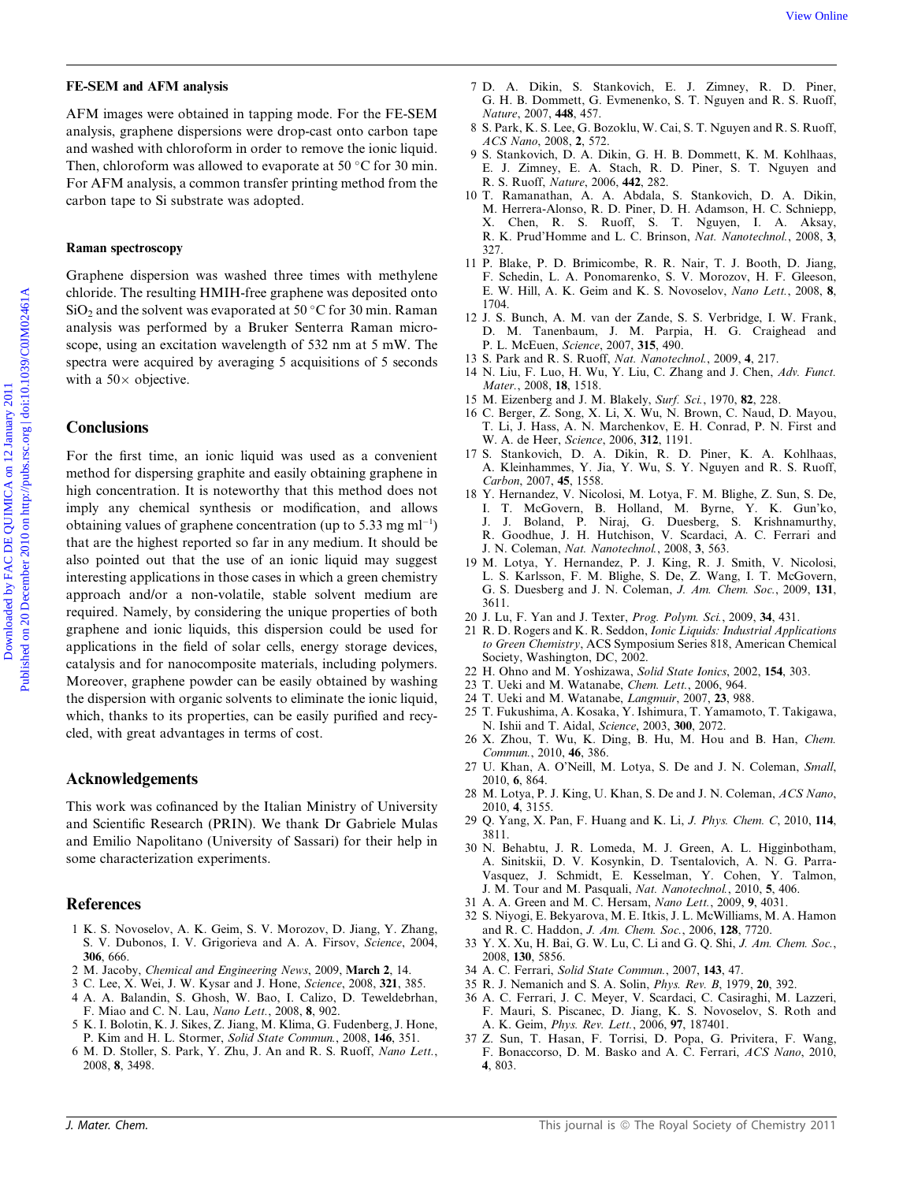### FE-SEM and AFM analysis

AFM images were obtained in tapping mode. For the FE-SEM analysis, graphene dispersions were drop-cast onto carbon tape and washed with chloroform in order to remove the ionic liquid. Then, chloroform was allowed to evaporate at 50 °C for 30 min. For AFM analysis, a common transfer printing method from the carbon tape to Si substrate was adopted.

### Raman spectroscopy

Graphene dispersion was washed three times with methylene chloride. The resulting HMIH-free graphene was deposited onto $SiO_2$ and the solvent was evaporated at 50 °C for 30 min. Raman analysis was performed by a Bruker Senterra Raman microscope, using an excitation wavelength of 532 nm at 5 mW. The spectra were acquired by averaging 5 acquisitions of 5 seconds with a 50× objective.

## Conclusions

For the first time, an ionic liquid was used as a convenient method for dispersing graphite and easily obtaining graphene in high concentration. It is noteworthy that this method does not imply any chemical synthesis or modification, and allows obtaining values of graphene concentration (up to 5.33 mg ml$^{-1}$) that are the highest reported so far in any medium. It should be also pointed out that the use of an ionic liquid may suggest interesting applications in those cases in which a green chemistry approach and/or a non-volatile, stable solvent medium are required. Namely, by considering the unique properties of both graphene and ionic liquids, this dispersion could be used for applications in the field of solar cells, energy storage devices, catalysis and for nanocomposite materials, including polymers. Moreover, graphene powder can be easily obtained by washing the dispersion with organic solvents to eliminate the ionic liquid, which, thanks to its properties, can be easily purified and recycled, with great advantages in terms of cost.

## Acknowledgements

This work was cofinanced by the Italian Ministry of University and Scientific Research (PRIN). We thank Dr Gabriele Mulas and Emilio Napolitano (University of Sassari) for their help in some characterization experiments.

## References

1 K. S. Novoselov, A. K. Geim, S. V. Morozov, D. Jiang, Y. Zhang, S. V. Dubonos, I. V. Grigorieva and A. A. Firsov, *Science*, 2004, **306**, 666.
2 M. Jacoby, *Chemical and Engineering News*, 2009, **March 2**, 14.
3 C. Lee, X. Wei, J. W. Kysar and J. Hone, *Science*, 2008, **321**, 385.
4 A. A. Balandin, S. Ghosh, W. Bao, I. Calizo, D. Teweldebrhan, F. Miao and C. N. Lau, *Nano Lett.*, 2008, **8**, 902.
5 K. I. Bolotin, K. J. Sikes, Z. Jiang, M. Klima, G. Fudenberg, J. Hone, P. Kim and H. L. Stormer, *Solid State Commun.*, 2008, **146**, 351.
6 M. D. Stoller, S. Park, Y. Zhu, J. An and R. S. Ruoff, *Nano Lett.*, 2008, **8**, 3498.
7 D. A. Dikin, S. Stankovich, E. J. Zimney, R. D. Piner, G. H. B. Dommett, G. Evmenenko, S. T. Nguyen and R. S. Ruoff, *Nature*, 2007, **448**, 457.
8 S. Park, K. S. Lee, G. Bozoklu, W. Cai, S. T. Nguyen and R. S. Ruoff, *ACS Nano*, 2008, **2**, 572.
9 S. Stankovich, D. A. Dikin, G. H. B. Dommett, K. M. Kohlhaas, E. J. Zimney, E. A. Stach, R. D. Piner, S. T. Nguyen and R. S. Ruoff, *Nature*, 2006, **442**, 282.
10 T. Ramanathan, A. A. Abdala, S. Stankovich, D. A. Dikin, M. Herrera-Alonso, R. D. Piner, D. H. Adamson, H. C. Schniepp, X. Chen, R. S. Ruoff, S. T. Nguyen, I. A. Aksay, R. K. Prud'Homme and L. C. Brinson, *Nat. Nanotechnol.*, 2008, **3**, 327.
11 P. Blake, P. D. Brimicombe, R. R. Nair, T. J. Booth, D. Jiang, F. Schedin, L. A. Ponomarenko, S. V. Morozov, H. F. Gleeson, E. W. Hill, A. K. Geim and K. S. Novoselov, *Nano Lett.*, 2008, **8**, 1704.
12 J. S. Bunch, A. M. van der Zande, S. S. Verbridge, I. W. Frank, D. M. Tanenbaum, J. M. Parpia, H. G. Craighead and P. L. McEuen, *Science*, 2007, **315**, 490.
13 S. Park and R. S. Ruoff, *Nat. Nanotechnol.*, 2009, **4**, 217.
14 N. Liu, F. Luo, H. Wu, Y. Liu, C. Zhang and J. Chen, *Adv. Funct. Mater.*, 2008, **18**, 1518.
15 M. Eizenberg and J. M. Blakely, *Surf. Sci.*, 1970, **82**, 228.
16 C. Berger, Z. Song, X. Li, X. Wu, N. Brown, C. Naud, D. Mayou, T. Li, J. Hass, A. N. Marchenkov, E. H. Conrad, P. N. First and W. A. de Heer, *Science*, 2006, **312**, 1191.
17 S. Stankovich, D. A. Dikin, R. D. Piner, K. A. Kohlhaas, A. Kleinhammes, Y. Jia, Y. Wu, S. Y. Nguyen and R. S. Ruoff, *Carbon*, 2007, **45**, 1558.
18 Y. Hernandez, V. Nicolosi, M. Lotya, F. M. Blighe, Z. Sun, S. De, I. T. McGovern, B. Holland, M. Byrne, Y. K. Gun'ko, J. J. Boland, P. Niraj, G. Duesberg, S. Krishnamurthy, R. Goodhue, J. H. Hutchison, V. Scardaci, A. C. Ferrari and J. N. Coleman, *Nat. Nanotechnol.*, 2008, **3**, 563.
19 M. Lotya, Y. Hernandez, P. J. King, R. J. Smith, V. Nicolosi, L. S. Karlsson, F. M. Blighe, S. De, Z. Wang, I. T. McGovern, G. S. Duesberg and J. N. Coleman, *J. Am. Chem. Soc.*, 2009, **131**, 3611.
20 J. Lu, F. Yan and J. Texter, *Prog. Polym. Sci.*, 2009, **34**, 431.
21 R. D. Rogers and K. R. Seddon, *Ionic Liquids: Industrial Applications to Green Chemistry*, ACS Symposium Series 818, American Chemical Society, Washington, DC, 2002.
22 H. Ohno and M. Yoshizawa, *Solid State Ionics*, 2002, **154**, 303.
23 T. Ueki and M. Watanabe, *Chem. Lett.*, 2006, 964.
24 T. Ueki and M. Watanabe, *Langmuir*, 2007, **23**, 988.
25 T. Fukushima, A. Kosaka, Y. Ishimura, T. Yamamoto, T. Takigawa, N. Ishii and T. Aidal, *Science*, 2003, **300**, 2072.
26 X. Zhou, T. Wu, K. Ding, B. Hu, M. Hou and B. Han, *Chem. Commun.*, 2010, **46**, 386.
27 U. Khan, A. O'Neill, M. Lotya, S. De and J. N. Coleman, *Small*, 2010, **6**, 864.
28 M. Lotya, P. J. King, U. Khan, S. De and J. N. Coleman, *ACS Nano*, 2010, **4**, 3155.
29 Q. Yang, X. Pan, F. Huang and K. Li, *J. Phys. Chem. C*, 2010, **114**, 3811.
30 N. Behabtu, J. R. Lomeda, M. J. Green, A. L. Higginbotham, A. Sinitskii, D. V. Kosynkin, D. Tsentalovich, A. N. G. Parra-Vasquez, J. Schmidt, E. Kesselman, Y. Cohen, Y. Talmon, J. M. Tour and M. Pasquali, *Nat. Nanotechnol.*, 2010, **5**, 406.
31 A. A. Green and M. C. Hersam, *Nano Lett.*, 2009, **9**, 4031.
32 S. Niyogi, E. Bekyarova, M. E. Itkis, J. L. McWilliams, M. A. Hamon and R. C. Haddon, *J. Am. Chem. Soc.*, 2006, **128**, 7720.
33 Y. X. Xu, H. Bai, G. W. Lu, C. Li and G. Q. Shi, *J. Am. Chem. Soc.*, 2008, **130**, 5856.
34 A. C. Ferrari, *Solid State Commun.*, 2007, **143**, 47.
35 R. J. Nemanich and S. A. Solin, *Phys. Rev. B*, 1979, **20**, 392.
36 A. C. Ferrari, J. C. Meyer, V. Scardaci, C. Casiraghi, M. Lazzeri, F. Mauri, S. Piscanec, D. Jiang, K. S. Novoselov, S. Roth and A. K. Geim, *Phys. Rev. Lett.*, 2006, **97**, 187401.
37 Z. Sun, T. Hasan, F. Torrisi, D. Popa, G. Privitera, F. Wang, F. Bonaccorso, D. M. Basko and A. C. Ferrari, *ACS Nano*, 2010, **4**, 803.